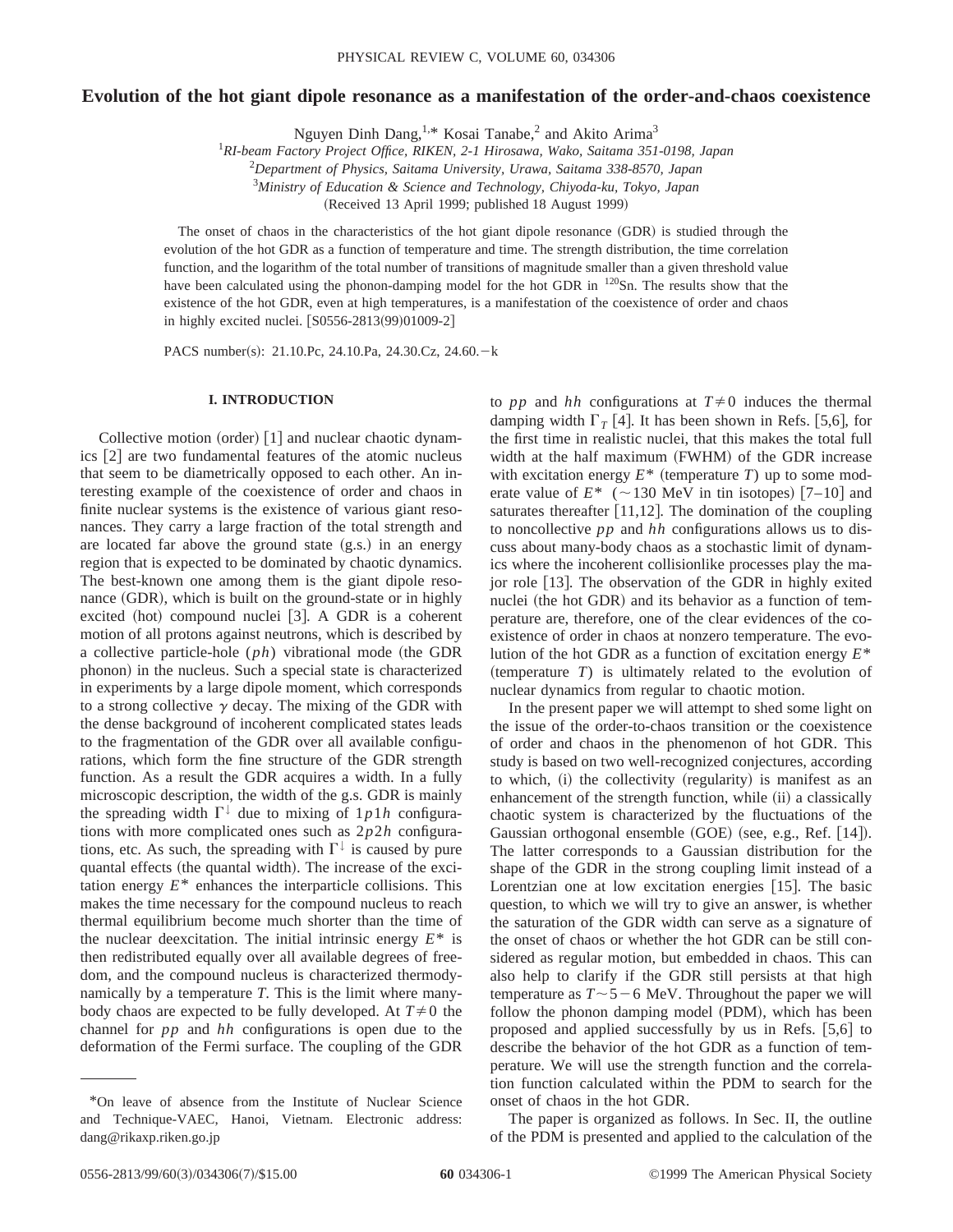# Evolution of the hot giant dipole resonance as a manifestation of the order-and-chaos coexistence

Nguyen Dinh Dang,[1,*] Kosai Tanabe,[2] and Akito Arima[3]

[1] *RI-beam Factory Project Office, RIKEN, 2-1 Hirosawa, Wako, Saitama 351-0198, Japan*
[2] *Department of Physics, Saitama University, Urawa, Saitama 338-8570, Japan*
[3] *Ministry of Education & Science and Technology, Chiyoda-ku, Tokyo, Japan*

(Received 13 April 1999; published 18 August 1999)

The onset of chaos in the characteristics of the hot giant dipole resonance (GDR) is studied through the evolution of the hot GDR as a function of temperature and time. The strength distribution, the time correlation function, and the logarithm of the total number of transitions of magnitude smaller than a given threshold value have been calculated using the phonon-damping model for the hot GDR in $^{120}$Sn. The results show that the existence of the hot GDR, even at high temperatures, is a manifestation of the coexistence of order and chaos in highly excited nuclei. [S0556-2813(99)01009-2]

PACS number(s): 21.10.Pc, 24.10.Pa, 24.30.Cz, 24.60.−k

## I. INTRODUCTION

Collective motion (order) [1] and nuclear chaotic dynamics [2] are two fundamental features of the atomic nucleus that seem to be diametrically opposed to each other. An interesting example of the coexistence of order and chaos in finite nuclear systems is the existence of various giant resonances. They carry a large fraction of the total strength and are located far above the ground state (g.s.) in an energy region that is expected to be dominated by chaotic dynamics. The best-known one among them is the giant dipole resonance (GDR), which is built on the ground-state or in highly excited (hot) compound nuclei [3]. A GDR is a coherent motion of all protons against neutrons, which is described by a collective particle-hole ($ph$) vibrational mode (the GDR phonon) in the nucleus. Such a special state is characterized in experiments by a large dipole moment, which corresponds to a strong collective $\gamma$ decay. The mixing of the GDR with the dense background of incoherent complicated states leads to the fragmentation of the GDR over all available configurations, which form the fine structure of the GDR strength function. As a result the GDR acquires a width. In a fully microscopic description, the width of the g.s. GDR is mainly the spreading width $\Gamma^{\downarrow}$ due to mixing of $1p1h$ configurations with more complicated ones such as $2p2h$ configurations, etc. As such, the spreading with $\Gamma^{\downarrow}$ is caused by pure quantal effects (the quantal width). The increase of the excitation energy $E^*$ enhances the interparticle collisions. This makes the time necessary for the compound nucleus to reach thermal equilibrium become much shorter than the time of the nuclear deexcitation. The initial intrinsic energy $E^*$ is then redistributed equally over all available degrees of freedom, and the compound nucleus is characterized thermodynamically by a temperature $T$. This is the limit where many-body chaos are expected to be fully developed. At $T\neq 0$ the channel for $pp$ and $hh$ configurations is open due to the deformation of the Fermi surface. The coupling of the GDR to $pp$ and $hh$ configurations at $T\neq 0$ induces the thermal damping $\Gamma_T$ [4]. It has been shown in Refs. [5,6], for the first time in realistic nuclei, that this makes the total full width at the half maximum (FWHM) of the GDR increase with excitation energy $E^*$ (temperature $T$) up to some moderate value of $E^*$ ($\sim$130 MeV in tin isotopes) [7–10] and saturates thereafter [11,12]. The domination of the coupling to noncollective $pp$ and $hh$ configurations allows us to discuss about many-body chaos as a stochastic limit of dynamics where the incoherent collisionlike processes play the major role [13]. The observation of the GDR in highly exited nuclei (the hot GDR) and its behavior as a function of temperature are, therefore, one of the clear evidences of the coexistence of order in chaos at nonzero temperature. The evolution of the hot GDR as a function of excitation energy $E^*$ (temperature $T$) is ultimately related to the evolution of nuclear dynamics from regular to chaotic motion.

In the present paper we will attempt to shed some light on the issue of the order-to-chaos transition or the coexistence of order and chaos in the phenomenon of hot GDR. This study is based on two well-recognized conjectures, according to which, (i) the collectivity (regularity) is manifest as an enhancement of the strength function, while (ii) a classically chaotic system is characterized by the fluctuations of the Gaussian orthogonal ensemble (GOE) (see, e.g., Ref. [14]). The latter corresponds to a Gaussian distribution for the shape of the GDR in the strong coupling limit instead of a Lorentzian one at low excitation energies [15]. The basic question, to which we will try to give an answer, is whether the saturation of the GDR width can serve as a signature of the onset of chaos or whether the hot GDR can be still considered as regular motion, but embedded in chaos. This can also help to clarify if the GDR still persists at that high temperature as $T\sim 5-6$ MeV. Throughout the paper we will follow the phonon damping model (PDM), which has been proposed and applied successfully by us in Refs. [5,6] to describe the behavior of the hot GDR as a function of temperature. We will use the strength function and the correlation function calculated within the PDM to search for the onset of chaos in the hot GDR.

The paper is organized as follows. In Sec. II, the outline of the PDM is presented and applied to the calculation of the

---

*On leave of absence from the Institute of Nuclear Science and Technique-VAEC, Hanoi, Vietnam. Electronic address: dang@rikaxp.riken.go.jp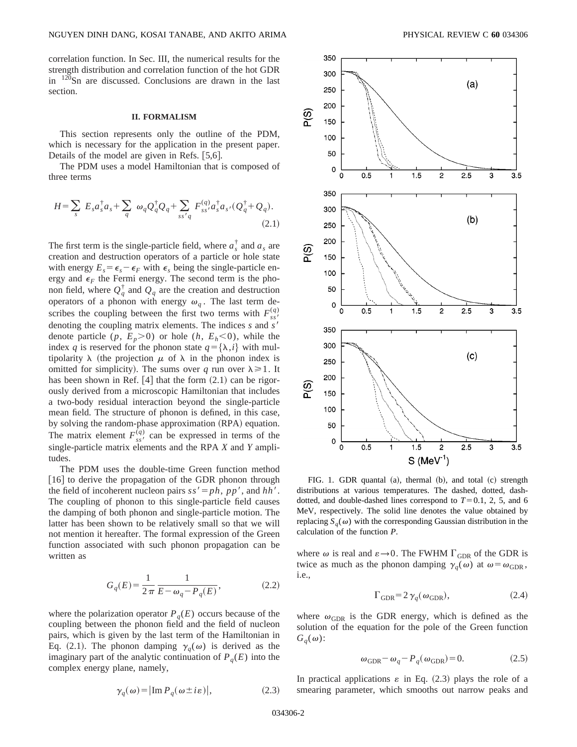correlation function. In Sec. III, the numerical results for the strength distribution and correlation function of the hot GDR in $^{120}$Sn are discussed. Conclusions are drawn in the last section.

## II. FORMALISM

This section represents only the outline of the PDM, which is necessary for the application in the present paper. Details of the model are given in Refs. [5,6].

The PDM uses a model Hamiltonian that is composed of three terms

$$H=\sum_{s} E_s a_s^\dagger a_s + \sum_{q} \omega_q Q_q^\dagger Q_q + \sum_{ss'q} F_{ss'}^{(q)} a_s^\dagger a_{s'} (Q_q^\dagger + Q_q). \tag{2.1}$$

The first term is the single-particle field, where $a_s^\dagger$ and $a_s$ are creation and destruction operators of a particle or hole state with energy $E_s=\epsilon_s-\epsilon_F$ with $\epsilon_s$ being the single-particle energy and $\epsilon_F$ the Fermi energy. The second term is the phonon field, where $Q_q^\dagger$ and $Q_q$ are the creation and destruction operators of a phonon with energy $\omega_q$. The last term describes the coupling between the first two terms with $F_{ss'}^{(q)}$ denoting the coupling matrix elements. The indices $s$ and $s'$ denote particle ($p$, $E_p>0$) or hole ($h$, $E_h<0$), while the index $q$ is reserved for the phonon state $q=\{\lambda,i\}$ with multipolarity $\lambda$ (the projection $\mu$ of $\lambda$ in the phonon index is omitted for simplicity). The sums over $q$ run over $\lambda \geq 1$. It has been shown in Ref. [4] that the form (2.1) can be rigorously derived from a microscopic Hamiltonian that includes a two-body residual interaction beyond the single-particle mean field. The structure of phonon is defined, in this case, by solving the random-phase approximation (RPA) equation. The matrix element $F_{ss'}^{(q)}$ can be expressed in terms of the single-particle matrix elements and the RPA $X$ and $Y$ amplitudes.

The PDM uses the double-time Green function method [16] to derive the propagation of the GDR phonon through the field of incoherent nucleon pairs $ss'=ph$, $pp'$, and $hh'$. The coupling of phonon to this single-particle field causes the damping of both phonon and single-particle motion. The latter has been shown to be relatively small so that we will not mention it hereafter. The formal expression of the Green function associated with such phonon propagation can be written as

$$G_q(E)=\frac{1}{2\pi}\frac{1}{E-\omega_q-P_q(E)}, \tag{2.2}$$

where the polarization operator $P_q(E)$ occurs because of the coupling between the phonon field and the field of nucleon pairs, which is given by the last term of the Hamiltonian in Eq. (2.1). The phonon damping $\gamma_q(\omega)$ is derived as the imaginary part of the analytic continuation of $P_q(E)$ into the complex energy plane, namely,

$$\gamma_q(\omega)=|\mathrm{Im}\, P_q(\omega \pm i\varepsilon)|, \tag{2.3}$$

FIG. 1. GDR quantal (a), thermal (b), and total (c) strength distributions at various temperatures. The dashed, dotted, dash-dotted, and double-dashed lines correspond to $T=0.1$, 2, 5, and 6 MeV, respectively. The solid line denotes the value obtained by replacing $S_q(\omega)$ with the corresponding Gaussian distribution in the calculation of the function $P$.

where $\omega$ is real and $\varepsilon \to 0$. The FWHM $\Gamma_{\rm GDR}$ of the GDR is twice as much as the phonon damping $\gamma_q(\omega)$ at $\omega=\omega_{\rm GDR}$, i.e.,

$$\Gamma_{\rm GDR}=2\gamma_q(\omega_{\rm GDR}), \tag{2.4}$$

where $\omega_{\rm GDR}$ is the GDR energy, which is defined as the solution of the equation for the pole of the Green function $G_q(\omega)$:

$$\omega_{\rm GDR}-\omega_q-P_q(\omega_{\rm GDR})=0. \tag{2.5}$$

In practical applications $\varepsilon$ in Eq. (2.3) plays the role of a smearing parameter, which smooths out narrow peaks and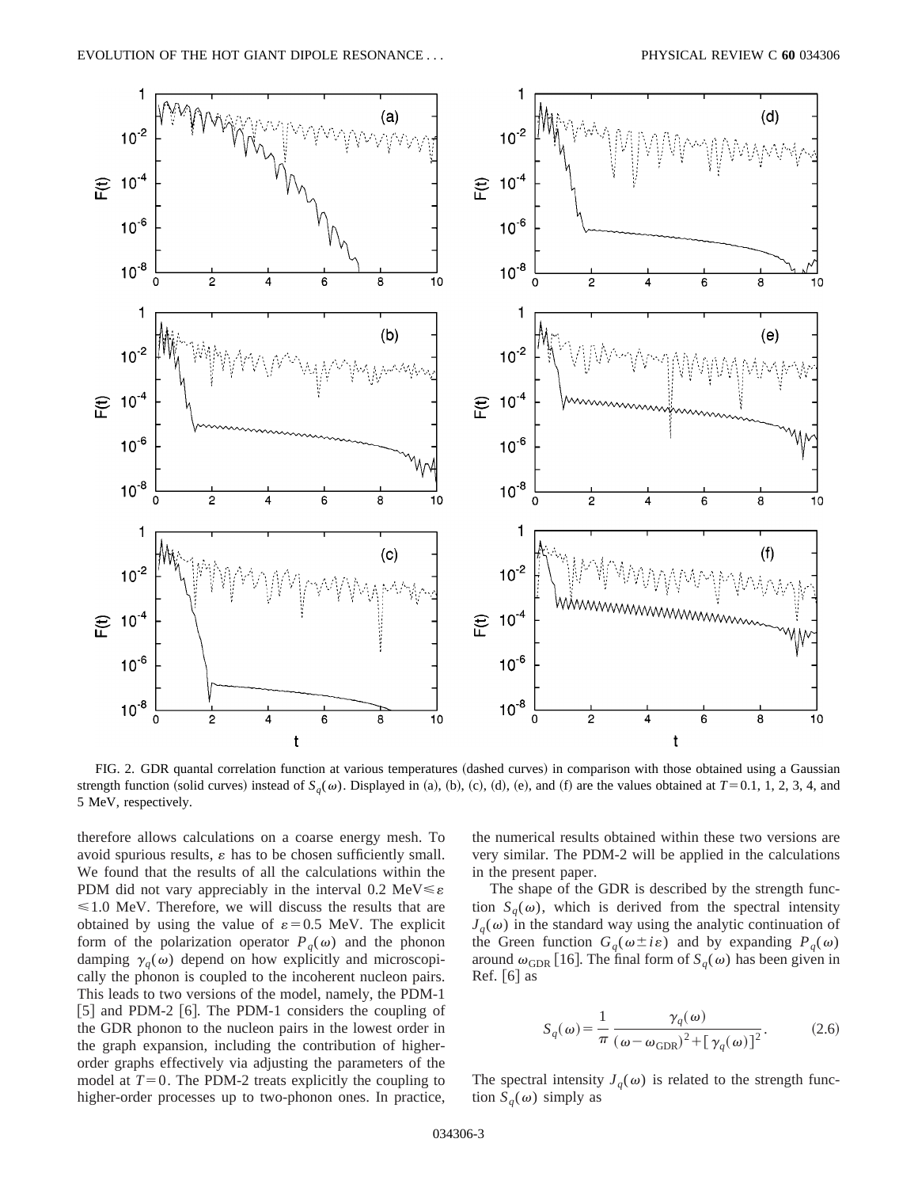FIG. 2. GDR quantal correlation function at various temperatures (dashed curves) in comparison with those obtained using a Gaussian strength function (solid curves) instead of $S_q(\omega)$. Displayed in (a), (b), (c), (d), (e), and (f) are the values obtained at $T=0.1$, 1, 2, 3, 4, and 5 MeV, respectively.

therefore allows calculations on a coarse energy mesh. To avoid spurious results, $\varepsilon$ has to be chosen sufficiently small. We found that the results of all the calculations within the PDM did not vary appreciably in the interval 0.2 MeV$\leqslant\varepsilon\leqslant$1.0 MeV. Therefore, we will discuss the results that are obtained by using the value of $\varepsilon=0.5$ MeV. The explicit form of the polarization operator $P_q(\omega)$ and the phonon damping $\gamma_q(\omega)$ depend on how explicitly and microscopically the phonon is coupled to the incoherent nucleon pairs. This leads to two versions of the model, namely, the PDM-1 [5] and PDM-2 [6]. The PDM-1 considers the coupling of the GDR phonon to the nucleon pairs in the lowest order in the graph expansion, including the contribution of higher-order graphs effectively via adjusting the parameters of the model at $T=0$. The PDM-2 treats explicitly the coupling to higher-order processes up to two-phonon ones. In practice, the numerical results obtained within these two versions are very similar. The PDM-2 will be applied in the calculations in the present paper.

The shape of the GDR is described by the strength function $S_q(\omega)$, which is derived from the spectral intensity $J_q(\omega)$ in the standard way using the analytic continuation of the Green function $G_q(\omega\pm i\varepsilon)$ and by expanding $P_q(\omega)$ around $\omega_{\rm GDR}$ [16]. The final form of $S_q(\omega)$ has been given in Ref. [6] as

$$S_q(\omega)=\frac{1}{\pi}\frac{\gamma_q(\omega)}{(\omega-\omega_{\rm GDR})^2+[\gamma_q(\omega)]^2}. \tag{2.6}$$

The spectral intensity $J_q(\omega)$ is related to the strength function $S_q(\omega)$ simply as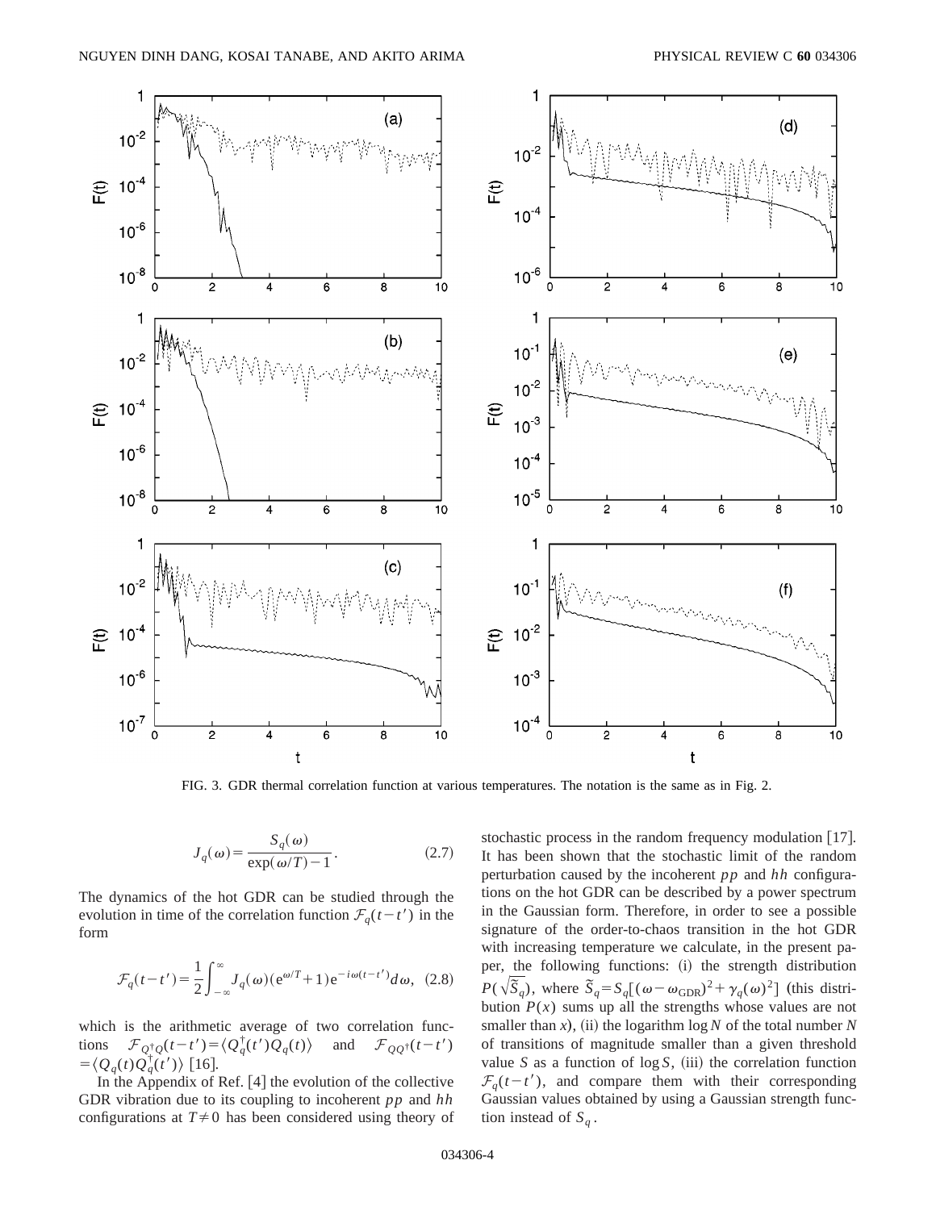FIG. 3. GDR thermal correlation function at various temperatures. The notation is the same as in Fig. 2.

$$J_q(\omega) = \frac{S_q(\omega)}{\exp(\omega/T) - 1}. \tag{2.7}$$

The dynamics of the hot GDR can be studied through the evolution in time of the correlation function $\mathcal{F}_q(t-t')$ in the form

$$\mathcal{F}_q(t-t') = \frac{1}{2}\int_{-\infty}^{\infty} J_q(\omega)(e^{\omega/T}+1)e^{-i\omega(t-t')}d\omega, \tag{2.8}$$

which is the arithmetic average of two correlation functions $\mathcal{F}_{Q^\dagger Q}(t-t') = \langle Q_q^\dagger(t')Q_q(t)\rangle$ and $\mathcal{F}_{QQ^\dagger}(t-t') = \langle Q_q(t)Q_q^\dagger(t')\rangle$ [16].

In the Appendix of Ref. [4] the evolution of the collective GDR vibration due to its coupling to incoherent $pp$ and $hh$ configurations at $T \neq 0$ has been considered using theory of stochastic process in the random frequency modulation [17]. It has been shown that the stochastic limit of the random perturbation caused by the incoherent $pp$ and $hh$ configurations on the hot GDR can be described by a power spectrum in the Gaussian form. Therefore, in order to see a possible signature of the order-to-chaos transition in the hot GDR with increasing temperature we calculate, in the present paper, the following functions: (i) the strength distribution $P(\sqrt{\tilde{S}_q})$, where $\tilde{S}_q = S_q[(\omega - \omega_{\mathrm{GDR}})^2 + \gamma_q(\omega)^2]$ (this distribution $P(x)$ sums up all the strengths whose values are not smaller than $x$), (ii) the logarithm $\log N$ of the total number $N$ of transitions of magnitude smaller than a given threshold value $S$ as a function of $\log S$, (iii) the correlation function $\mathcal{F}_q(t-t')$, and compare them with their corresponding Gaussian values obtained by using a Gaussian strength function instead of $S_q$.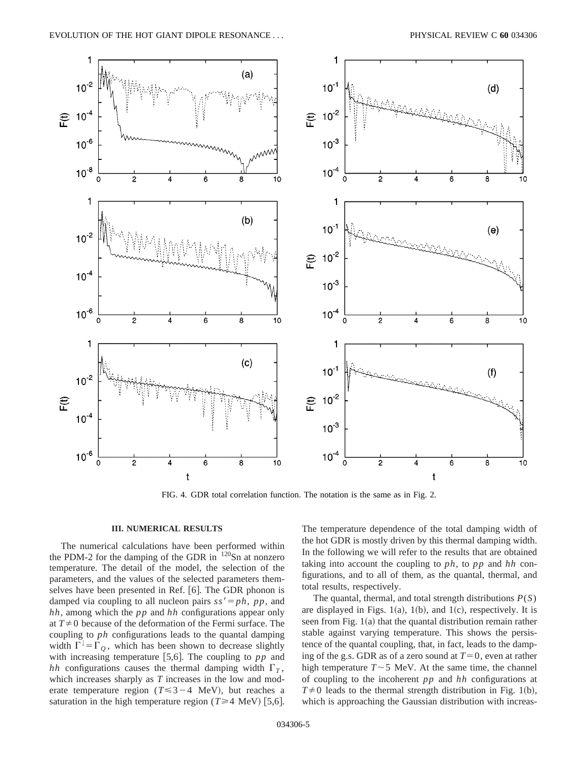FIG. 4. GDR total correlation function. The notation is the same as in Fig. 2.

## III. NUMERICAL RESULTS

The numerical calculations have been performed within the PDM-2 for the damping of the GDR in $^{120}$Sn at nonzero temperature. The detail of the model, the selection of the parameters, and the values of the selected parameters themselves have been presented in Ref. [6]. The GDR phonon is damped via coupling to all nucleon pairs $ss' = ph$, $pp$, and $hh$, among which the $pp$ and $hh$ configurations appear only at $T \neq 0$ because of the deformation of the Fermi surface. The coupling to $ph$ configurations leads to the quantal damping width $\Gamma^{\downarrow} = \Gamma_Q$, which has been shown to decrease slightly with increasing temperature [5,6]. The coupling to $pp$ and $hh$ configurations causes the thermal damping width $\Gamma_T$, which increases sharply as $T$ increases in the low and moderate temperature region ($T \leqslant 3-4$ MeV), but reaches a saturation in the high temperature region ($T \geqslant 4$ MeV) [5,6]. The temperature dependence of the total damping width of the hot GDR is mostly driven by this thermal damping width. In the following we will refer to the results that are obtained taking into account the coupling to $ph$, to $pp$ and $hh$ configurations, and to all of them, as the quantal, thermal, and total results, respectively.

The quantal, thermal, and total strength distributions $P(S)$ are displayed in Figs. 1(a), 1(b), and 1(c), respectively. It is seen from Fig. 1(a) that the quantal distribution remain rather stable against varying temperature. This shows the persistence of the quantal coupling, that, in fact, leads to the damping of the g.s. GDR as of a zero sound at $T = 0$, even at rather high temperature $T \sim 5$ MeV. At the same time, the channel of coupling to the incoherent $pp$ and $hh$ configurations at $T \neq 0$ leads to the thermal strength distribution in Fig. 1(b), which is approaching the Gaussian distribution with increas-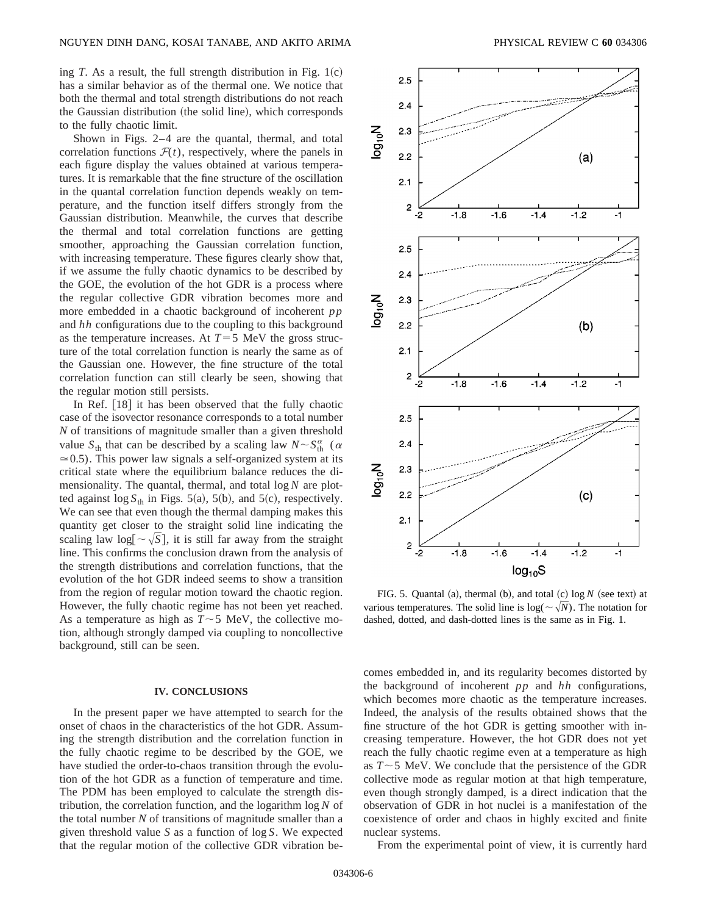ing $T$. As a result, the full strength distribution in Fig. 1(c) has a similar behavior as of the thermal one. We notice that both the thermal and total strength distributions do not reach the Gaussian distribution (the solid line), which corresponds to the fully chaotic limit.

Shown in Figs. 2–4 are the quantal, thermal, and total correlation functions $\mathcal{F}(t)$, respectively, where the panels in each figure display the values obtained at various temperatures. It is remarkable that the fine structure of the oscillation in the quantal correlation function depends weakly on temperature, and the function itself differs strongly from the Gaussian distribution. Meanwhile, the curves that describe the thermal and total correlation functions are getting smoother, approaching the Gaussian correlation function, with increasing temperature. These figures clearly show that, if we assume the fully chaotic dynamics to be described by the GOE, the evolution of the hot GDR is a process where the regular collective GDR vibration becomes more and more embedded in a chaotic background of incoherent $pp$ and $hh$ configurations due to the coupling to this background as the temperature increases. At $T=5$ MeV the gross structure of the total correlation function is nearly the same as of the Gaussian one. However, the fine structure of the total correlation function can still clearly be seen, showing that the regular motion still persists.

In Ref. [18] it has been observed that the fully chaotic case of the isovector resonance corresponds to a total number $N$ of transitions of magnitude smaller than a given threshold value $S_{\rm th}$ that can be described by a scaling law $N \sim S_{\rm th}^{\alpha}$ ($\alpha \simeq 0.5$). This power law signals a self-organized system at its critical state where the equilibrium balance reduces the dimensionality. The quantal, thermal, and total $\log N$ are plotted against $\log S_{\rm th}$ in Figs. 5(a), 5(b), and 5(c), respectively. We can see that even though the thermal damping makes this quantity get closer to the straight solid line indicating the scaling law $\log[\sim \sqrt{S}]$, it is still far away from the straight line. This confirms the conclusion drawn from the analysis of the strength distributions and correlation functions, that the evolution of the hot GDR indeed seems to show a transition from the region of regular motion toward the chaotic region. However, the fully chaotic regime has not been yet reached. As a temperature as high as $T \sim 5$ MeV, the collective motion, although strongly damped via coupling to noncollective background, still can be seen.

FIG. 5. Quantal (a), thermal (b), and total (c) $\log N$ (see text) at various temperatures. The solid line is $\log(\sim \sqrt{N})$. The notation for dashed, dotted, and dash-dotted lines is the same as in Fig. 1.

## IV. CONCLUSIONS

In the present paper we have attempted to search for the onset of chaos in the characteristics of the hot GDR. Assuming the strength distribution and the correlation function in the fully chaotic regime to be described by the GOE, we have studied the order-to-chaos transition through the evolution of the hot GDR as a function of temperature and time. The PDM has been employed to calculate the strength distribution, the correlation function, and the logarithm $\log N$ of the total number $N$ of transitions of magnitude smaller than a given threshold value $S$ as a function of $\log S$. We expected that the regular motion of the collective GDR vibration becomes embedded in, and its regularity becomes distorted by the background of incoherent $pp$ and $hh$ configurations, which becomes more chaotic as the temperature increases. Indeed, the analysis of the results obtained shows that the fine structure of the hot GDR is getting smoother with increasing temperature. However, the hot GDR does not yet reach the fully chaotic regime even at a temperature as high as $T \sim 5$ MeV. We conclude that the persistence of the GDR collective mode as regular motion at that high temperature, even though strongly damped, is a direct indication that the observation of GDR in hot nuclei is a manifestation of the coexistence of order and chaos in highly excited and finite nuclear systems.

From the experimental point of view, it is currently hard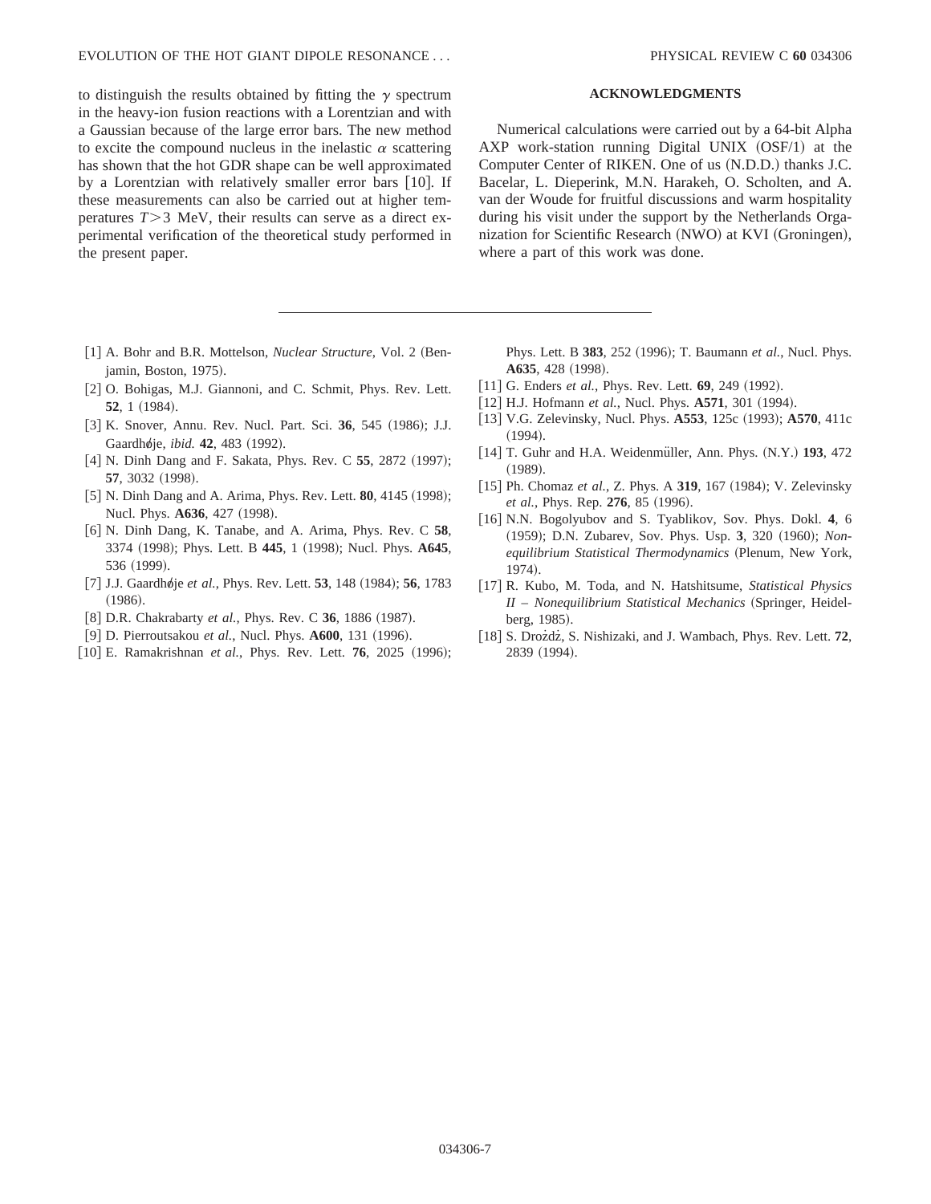to distinguish the results obtained by fitting the $\gamma$ spectrum in the heavy-ion fusion reactions with a Lorentzian and with a Gaussian because of the large error bars. The new method to excite the compound nucleus in the inelastic $\alpha$ scattering has shown that the hot GDR shape can be well approximated by a Lorentzian with relatively smaller error bars [10]. If these measurements can also be carried out at higher temperatures $T > 3$ MeV, their results can serve as a direct experimental verification of the theoretical study performed in the present paper.

## ACKNOWLEDGMENTS

Numerical calculations were carried out by a 64-bit Alpha AXP work-station running Digital UNIX (OSF/1) at the Computer Center of RIKEN. One of us (N.D.D.) thanks J.C. Bacelar, L. Dieperink, M.N. Harakeh, O. Scholten, and A. van der Woude for fruitful discussions and warm hospitality during his visit under the support by the Netherlands Organization for Scientific Research (NWO) at KVI (Groningen), where a part of this work was done.

---

[1] A. Bohr and B.R. Mottelson, *Nuclear Structure*, Vol. 2 (Benjamin, Boston, 1975).

[2] O. Bohigas, M.J. Giannoni, and C. Schmit, Phys. Rev. Lett. **52**, 1 (1984).

[3] K. Snover, Annu. Rev. Nucl. Part. Sci. **36**, 545 (1986); J.J. Gaardhøje, *ibid.* **42**, 483 (1992).

[4] N. Dinh Dang and F. Sakata, Phys. Rev. C **55**, 2872 (1997); **57**, 3032 (1998).

[5] N. Dinh Dang and A. Arima, Phys. Rev. Lett. **80**, 4145 (1998); Nucl. Phys. **A636**, 427 (1998).

[6] N. Dinh Dang, K. Tanabe, and A. Arima, Phys. Rev. C **58**, 3374 (1998); Phys. Lett. B **445**, 1 (1998); Nucl. Phys. **A645**, 536 (1999).

[7] J.J. Gaardhøje *et al.*, Phys. Rev. Lett. **53**, 148 (1984); **56**, 1783 (1986).

[8] D.R. Chakrabarty *et al.*, Phys. Rev. C **36**, 1886 (1987).

[9] D. Pierroutsakou *et al.*, Nucl. Phys. **A600**, 131 (1996).

[10] E. Ramakrishnan *et al.*, Phys. Rev. Lett. **76**, 2025 (1996); Phys. Lett. B **383**, 252 (1996); T. Baumann *et al.*, Nucl. Phys. **A635**, 428 (1998).

[11] G. Enders *et al.*, Phys. Rev. Lett. **69**, 249 (1992).

[12] H.J. Hofmann *et al.*, Nucl. Phys. **A571**, 301 (1994).

[13] V.G. Zelevinsky, Nucl. Phys. **A553**, 125c (1993); **A570**, 411c (1994).

[14] T. Guhr and H.A. Weidenmüller, Ann. Phys. (N.Y.) **193**, 472 (1989).

[15] Ph. Chomaz *et al.*, Z. Phys. A **319**, 167 (1984); V. Zelevinsky *et al.*, Phys. Rep. **276**, 85 (1996).

[16] N.N. Bogolyubov and S. Tyablikov, Sov. Phys. Dokl. **4**, 6 (1959); D.N. Zubarev, Sov. Phys. Usp. **3**, 320 (1960); *Nonequilibrium Statistical Thermodynamics* (Plenum, New York, 1974).

[17] R. Kubo, M. Toda, and N. Hatshitsume, *Statistical Physics II – Nonequilibrium Statistical Mechanics* (Springer, Heidelberg, 1985).

[18] S. Drożdż, S. Nishizaki, and J. Wambach, Phys. Rev. Lett. **72**, 2839 (1994).